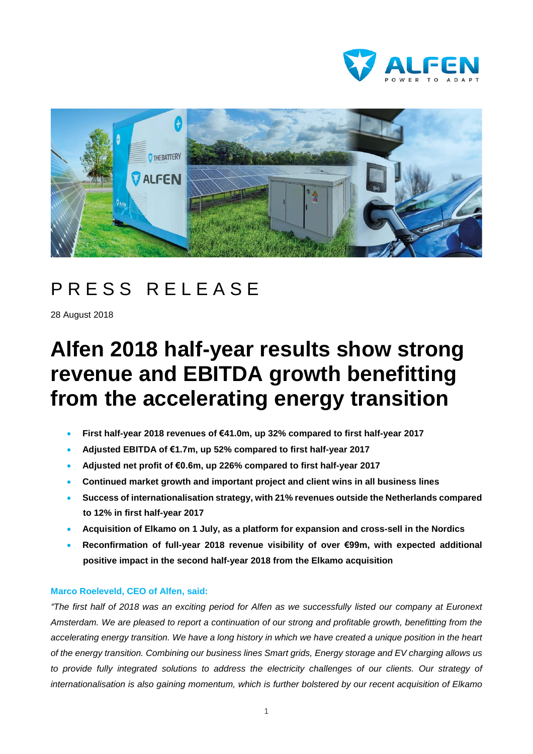PRESS RELEASE

28 August 2018

# Alfen 2018 half-year results show strong revenue and EBITDA growth benefitting from the accelerating energy transition

- **First half-year 2018 revenues of €41.0m, up 32% compared to first half-year 2017**
- **Adjusted EBITDA of €1.7m, up 52% compared to first half-year 2017**
- **Adjusted net profit of €0.6m, up 226% compared to first half-year 2017**
- **Continued market growth and important project and client wins in all business lines**
- **Success of internationalisation strategy, with 21% revenues outside the Netherlands compared to 12% in first half-year 2017**
- **Acquisition of Elkamo on 1 July, as a platform for expansion and cross-sell in the Nordics**
- **Reconfirmation of full-year 2018 revenue visibility of over €99m, with expected additional positive impact in the second half-year 2018 from the Elkamo acquisition**

**Marco Roeleveld, CEO of Alfen, said:**

*"The first half of 2018 was an exciting period for Alfen as we successfully listed our company at Euronext Amsterdam. We are pleased to report a continuation of our strong and profitable growth, benefitting from the accelerating energy transition. We have a long history in which we have created a unique position in the heart of the energy transition. Combining our business lines Smart grids, Energy storage and EV charging allows us to provide fully integrated solutions to address the electricity challenges of our clients. Our strategy of internationalisation is also gaining momentum, which is further bolstered by our recent acquisition of Elkamo*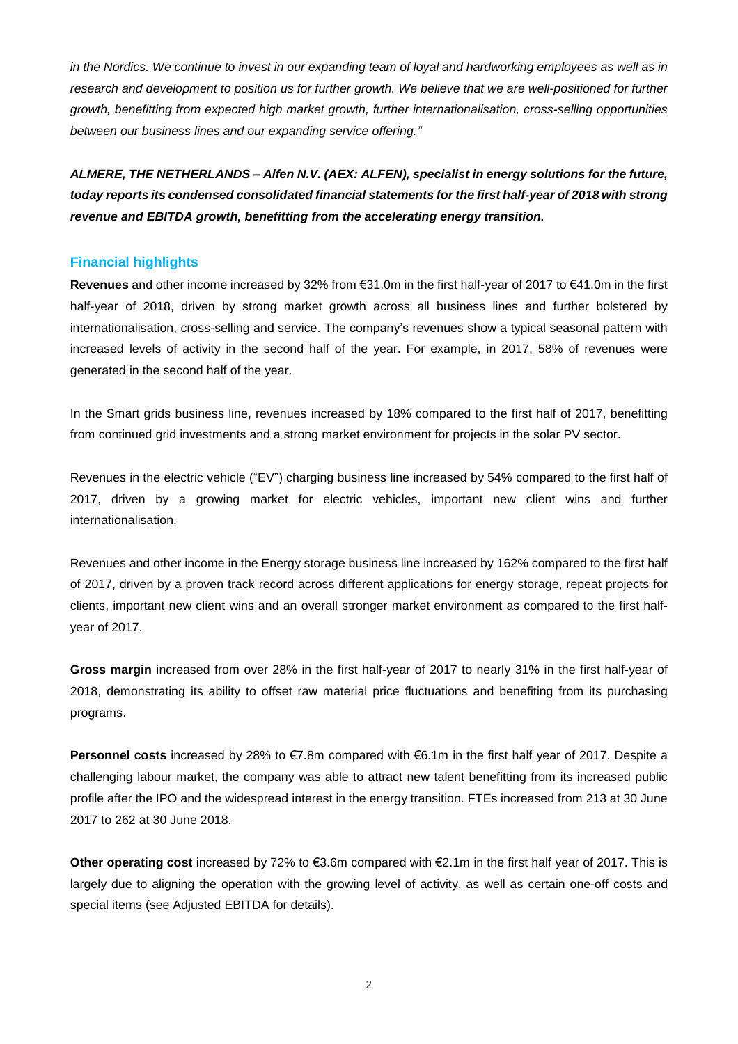*in the Nordics. We continue to invest in our expanding team of loyal and hardworking employees as well as in research and development to position us for further growth. We believe that we are well-positioned for further growth, benefitting from expected high market growth, further internationalisation, cross-selling opportunities between our business lines and our expanding service offering."*

***ALMERE, THE NETHERLANDS – Alfen N.V. (AEX: ALFEN), specialist in energy solutions for the future, today reports its condensed consolidated financial statements for the first half-year of 2018 with strong revenue and EBITDA growth, benefitting from the accelerating energy transition.***

## Financial highlights

**Revenues** and other income increased by 32% from €31.0m in the first half-year of 2017 to €41.0m in the first half-year of 2018, driven by strong market growth across all business lines and further bolstered by internationalisation, cross-selling and service. The company's revenues show a typical seasonal pattern with increased levels of activity in the second half of the year. For example, in 2017, 58% of revenues were generated in the second half of the year.

In the Smart grids business line, revenues increased by 18% compared to the first half of 2017, benefitting from continued grid investments and a strong market environment for projects in the solar PV sector.

Revenues in the electric vehicle ("EV") charging business line increased by 54% compared to the first half of 2017, driven by a growing market for electric vehicles, important new client wins and further internationalisation.

Revenues and other income in the Energy storage business line increased by 162% compared to the first half of 2017, driven by a proven track record across different applications for energy storage, repeat projects for clients, important new client wins and an overall stronger market environment as compared to the first half-year of 2017.

**Gross margin** increased from over 28% in the first half-year of 2017 to nearly 31% in the first half-year of 2018, demonstrating its ability to offset raw material price fluctuations and benefiting from its purchasing programs.

**Personnel costs** increased by 28% to €7.8m compared with €6.1m in the first half year of 2017. Despite a challenging labour market, the company was able to attract new talent benefitting from its increased public profile after the IPO and the widespread interest in the energy transition. FTEs increased from 213 at 30 June 2017 to 262 at 30 June 2018.

**Other operating cost** increased by 72% to €3.6m compared with €2.1m in the first half year of 2017. This is largely due to aligning the operation with the growing level of activity, as well as certain one-off costs and special items (see Adjusted EBITDA for details).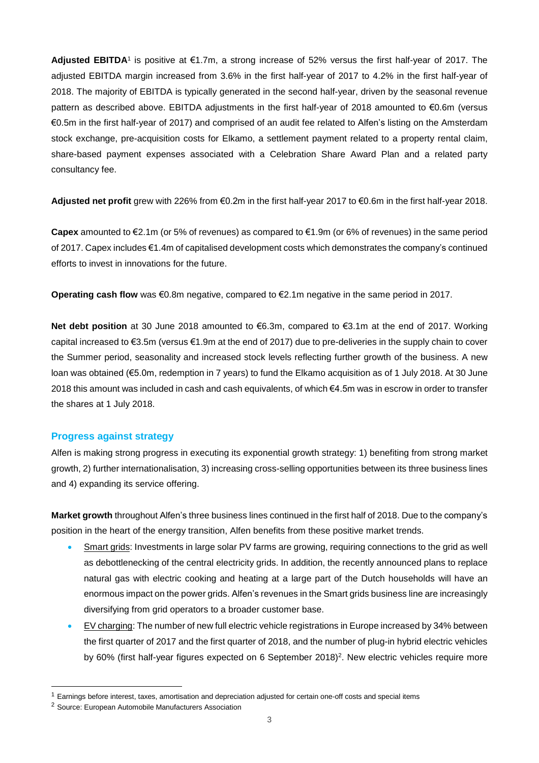**Adjusted EBITDA**[1] is positive at €1.7m, a strong increase of 52% versus the first half-year of 2017. The adjusted EBITDA margin increased from 3.6% in the first half-year of 2017 to 4.2% in the first half-year of 2018. The majority of EBITDA is typically generated in the second half-year, driven by the seasonal revenue pattern as described above. EBITDA adjustments in the first half-year of 2018 amounted to €0.6m (versus €0.5m in the first half-year of 2017) and comprised of an audit fee related to Alfen's listing on the Amsterdam stock exchange, pre-acquisition costs for Elkamo, a settlement payment related to a property rental claim, share-based payment expenses associated with a Celebration Share Award Plan and a related party consultancy fee.

**Adjusted net profit** grew with 226% from €0.2m in the first half-year 2017 to €0.6m in the first half-year 2018.

**Capex** amounted to €2.1m (or 5% of revenues) as compared to €1.9m (or 6% of revenues) in the same period of 2017. Capex includes €1.4m of capitalised development costs which demonstrates the company's continued efforts to invest in innovations for the future.

**Operating cash flow** was €0.8m negative, compared to €2.1m negative in the same period in 2017.

**Net debt position** at 30 June 2018 amounted to €6.3m, compared to €3.1m at the end of 2017. Working capital increased to €3.5m (versus €1.9m at the end of 2017) due to pre-deliveries in the supply chain to cover the Summer period, seasonality and increased stock levels reflecting further growth of the business. A new loan was obtained (€5.0m, redemption in 7 years) to fund the Elkamo acquisition as of 1 July 2018. At 30 June 2018 this amount was included in cash and cash equivalents, of which €4.5m was in escrow in order to transfer the shares at 1 July 2018.

## Progress against strategy

Alfen is making strong progress in executing its exponential growth strategy: 1) benefiting from strong market growth, 2) further internationalisation, 3) increasing cross-selling opportunities between its three business lines and 4) expanding its service offering.

**Market growth** throughout Alfen's three business lines continued in the first half of 2018. Due to the company's position in the heart of the energy transition, Alfen benefits from these positive market trends.

- Smart grids: Investments in large solar PV farms are growing, requiring connections to the grid as well as debottlenecking of the central electricity grids. In addition, the recently announced plans to replace natural gas with electric cooking and heating at a large part of the Dutch households will have an enormous impact on the power grids. Alfen's revenues in the Smart grids business line are increasingly diversifying from grid operators to a broader customer base.
- EV charging: The number of new full electric vehicle registrations in Europe increased by 34% between the first quarter of 2017 and the first quarter of 2018, and the number of plug-in hybrid electric vehicles by 60% (first half-year figures expected on 6 September 2018)[2]. New electric vehicles require more

[1] Earnings before interest, taxes, amortisation and depreciation adjusted for certain one-off costs and special items

[2] Source: European Automobile Manufacturers Association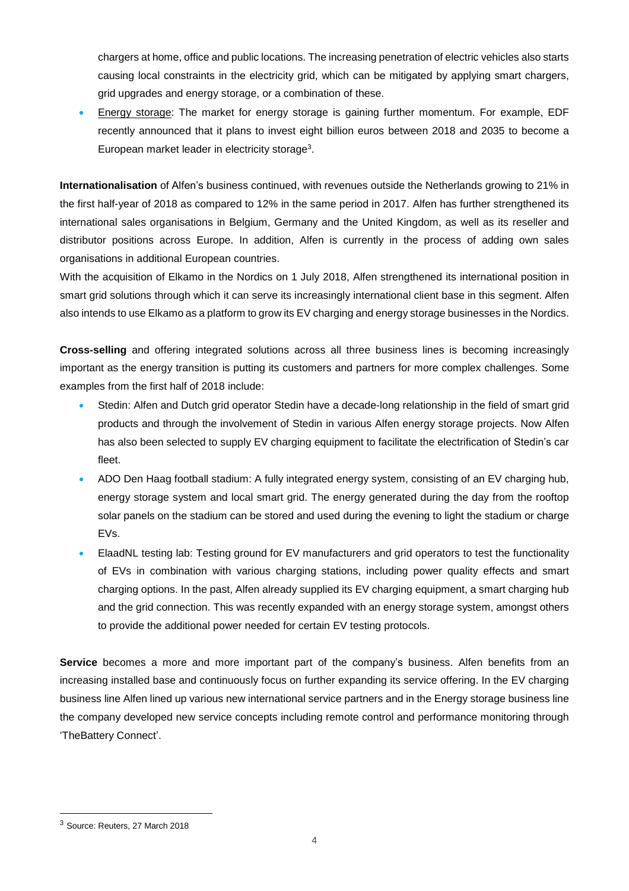chargers at home, office and public locations. The increasing penetration of electric vehicles also starts causing local constraints in the electricity grid, which can be mitigated by applying smart chargers, grid upgrades and energy storage, or a combination of these.

- Energy storage: The market for energy storage is gaining further momentum. For example, EDF recently announced that it plans to invest eight billion euros between 2018 and 2035 to become a European market leader in electricity storage[3].

**Internationalisation** of Alfen's business continued, with revenues outside the Netherlands growing to 21% in the first half-year of 2018 as compared to 12% in the same period in 2017. Alfen has further strengthened its international sales organisations in Belgium, Germany and the United Kingdom, as well as its reseller and distributor positions across Europe. In addition, Alfen is currently in the process of adding own sales organisations in additional European countries.

With the acquisition of Elkamo in the Nordics on 1 July 2018, Alfen strengthened its international position in smart grid solutions through which it can serve its increasingly international client base in this segment. Alfen also intends to use Elkamo as a platform to grow its EV charging and energy storage businesses in the Nordics.

**Cross-selling** and offering integrated solutions across all three business lines is becoming increasingly important as the energy transition is putting its customers and partners for more complex challenges. Some examples from the first half of 2018 include:

- Stedin: Alfen and Dutch grid operator Stedin have a decade-long relationship in the field of smart grid products and through the involvement of Stedin in various Alfen energy storage projects. Now Alfen has also been selected to supply EV charging equipment to facilitate the electrification of Stedin's car fleet.
- ADO Den Haag football stadium: A fully integrated energy system, consisting of an EV charging hub, energy storage system and local smart grid. The energy generated during the day from the rooftop solar panels on the stadium can be stored and used during the evening to light the stadium or charge EVs.
- ElaadNL testing lab: Testing ground for EV manufacturers and grid operators to test the functionality of EVs in combination with various charging stations, including power quality effects and smart charging options. In the past, Alfen already supplied its EV charging equipment, a smart charging hub and the grid connection. This was recently expanded with an energy storage system, amongst others to provide the additional power needed for certain EV testing protocols.

**Service** becomes a more and more important part of the company's business. Alfen benefits from an increasing installed base and continuously focus on further expanding its service offering. In the EV charging business line Alfen lined up various new international service partners and in the Energy storage business line the company developed new service concepts including remote control and performance monitoring through 'TheBattery Connect'.

[3] Source: Reuters, 27 March 2018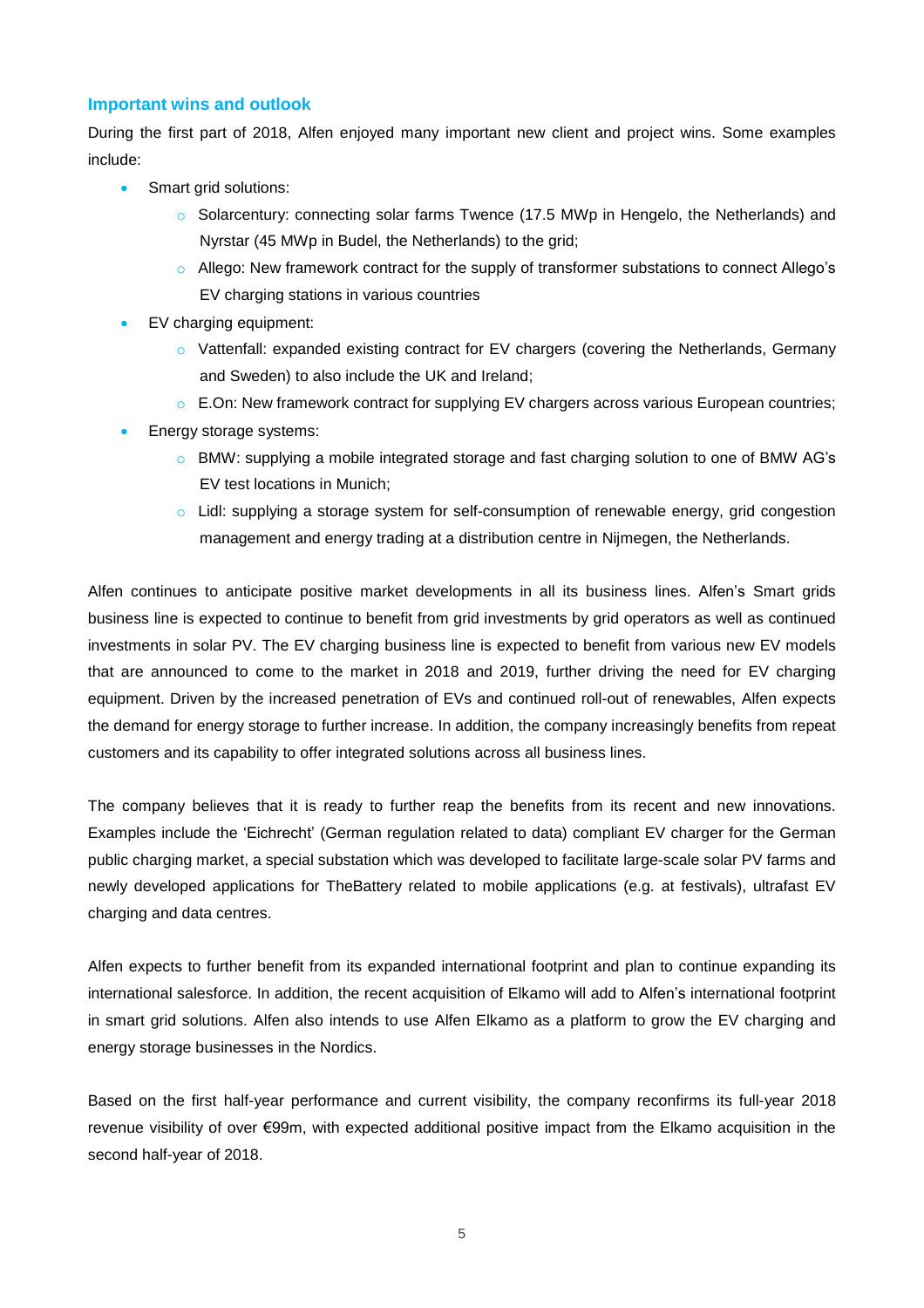### Important wins and outlook

During the first part of 2018, Alfen enjoyed many important new client and project wins. Some examples include:

- Smart grid solutions:
  - Solarcentury: connecting solar farms Twence (17.5 MWp in Hengelo, the Netherlands) and Nyrstar (45 MWp in Budel, the Netherlands) to the grid;
  - Allego: New framework contract for the supply of transformer substations to connect Allego's EV charging stations in various countries
- EV charging equipment:
  - Vattenfall: expanded existing contract for EV chargers (covering the Netherlands, Germany and Sweden) to also include the UK and Ireland;
  - E.On: New framework contract for supplying EV chargers across various European countries;
- Energy storage systems:
  - BMW: supplying a mobile integrated storage and fast charging solution to one of BMW AG's EV test locations in Munich;
  - Lidl: supplying a storage system for self-consumption of renewable energy, grid congestion management and energy trading at a distribution centre in Nijmegen, the Netherlands.

Alfen continues to anticipate positive market developments in all its business lines. Alfen's Smart grids business line is expected to continue to benefit from grid investments by grid operators as well as continued investments in solar PV. The EV charging business line is expected to benefit from various new EV models that are announced to come to the market in 2018 and 2019, further driving the need for EV charging equipment. Driven by the increased penetration of EVs and continued roll-out of renewables, Alfen expects the demand for energy storage to further increase. In addition, the company increasingly benefits from repeat customers and its capability to offer integrated solutions across all business lines.

The company believes that it is ready to further reap the benefits from its recent and new innovations. Examples include the 'Eichrecht' (German regulation related to data) compliant EV charger for the German public charging market, a special substation which was developed to facilitate large-scale solar PV farms and newly developed applications for TheBattery related to mobile applications (e.g. at festivals), ultrafast EV charging and data centres.

Alfen expects to further benefit from its expanded international footprint and plan to continue expanding its international salesforce. In addition, the recent acquisition of Elkamo will add to Alfen's international footprint in smart grid solutions. Alfen also intends to use Alfen Elkamo as a platform to grow the EV charging and energy storage businesses in the Nordics.

Based on the first half-year performance and current visibility, the company reconfirms its full-year 2018 revenue visibility of over €99m, with expected additional positive impact from the Elkamo acquisition in the second half-year of 2018.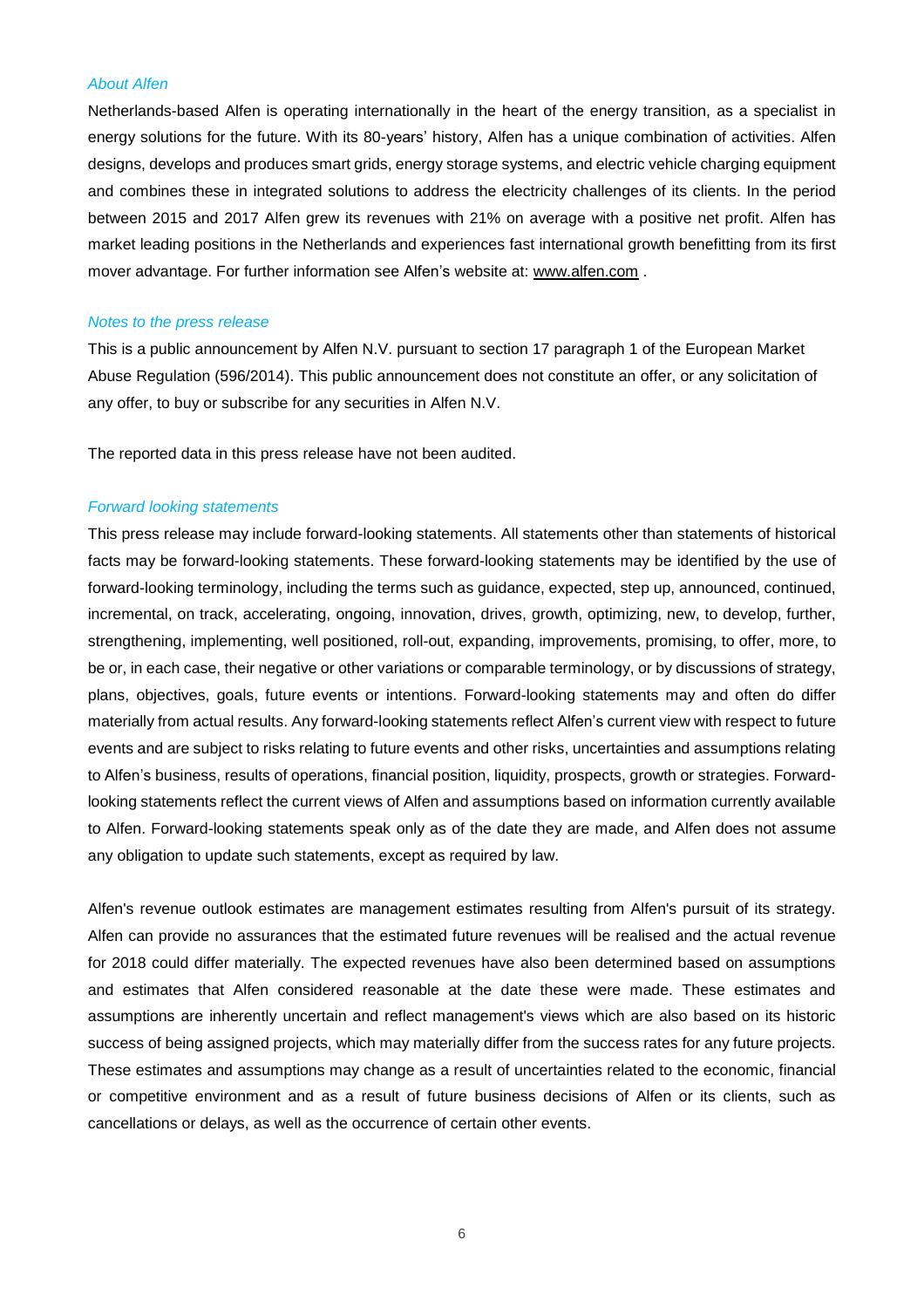*About Alfen*

Netherlands-based Alfen is operating internationally in the heart of the energy transition, as a specialist in energy solutions for the future. With its 80-years' history, Alfen has a unique combination of activities. Alfen designs, develops and produces smart grids, energy storage systems, and electric vehicle charging equipment and combines these in integrated solutions to address the electricity challenges of its clients. In the period between 2015 and 2017 Alfen grew its revenues with 21% on average with a positive net profit. Alfen has market leading positions in the Netherlands and experiences fast international growth benefitting from its first mover advantage. For further information see Alfen's website at: www.alfen.com .

*Notes to the press release*

This is a public announcement by Alfen N.V. pursuant to section 17 paragraph 1 of the European Market Abuse Regulation (596/2014). This public announcement does not constitute an offer, or any solicitation of any offer, to buy or subscribe for any securities in Alfen N.V.

The reported data in this press release have not been audited.

*Forward looking statements*

This press release may include forward-looking statements. All statements other than statements of historical facts may be forward-looking statements. These forward-looking statements may be identified by the use of forward-looking terminology, including the terms such as guidance, expected, step up, announced, continued, incremental, on track, accelerating, ongoing, innovation, drives, growth, optimizing, new, to develop, further, strengthening, implementing, well positioned, roll-out, expanding, improvements, promising, to offer, more, to be or, in each case, their negative or other variations or comparable terminology, or by discussions of strategy, plans, objectives, goals, future events or intentions. Forward-looking statements may and often do differ materially from actual results. Any forward-looking statements reflect Alfen's current view with respect to future events and are subject to risks relating to future events and other risks, uncertainties and assumptions relating to Alfen's business, results of operations, financial position, liquidity, prospects, growth or strategies. Forward-looking statements reflect the current views of Alfen and assumptions based on information currently available to Alfen. Forward-looking statements speak only as of the date they are made, and Alfen does not assume any obligation to update such statements, except as required by law.

Alfen's revenue outlook estimates are management estimates resulting from Alfen's pursuit of its strategy. Alfen can provide no assurances that the estimated future revenues will be realised and the actual revenue for 2018 could differ materially. The expected revenues have also been determined based on assumptions and estimates that Alfen considered reasonable at the date these were made. These estimates and assumptions are inherently uncertain and reflect management's views which are also based on its historic success of being assigned projects, which may materially differ from the success rates for any future projects. These estimates and assumptions may change as a result of uncertainties related to the economic, financial or competitive environment and as a result of future business decisions of Alfen or its clients, such as cancellations or delays, as well as the occurrence of certain other events.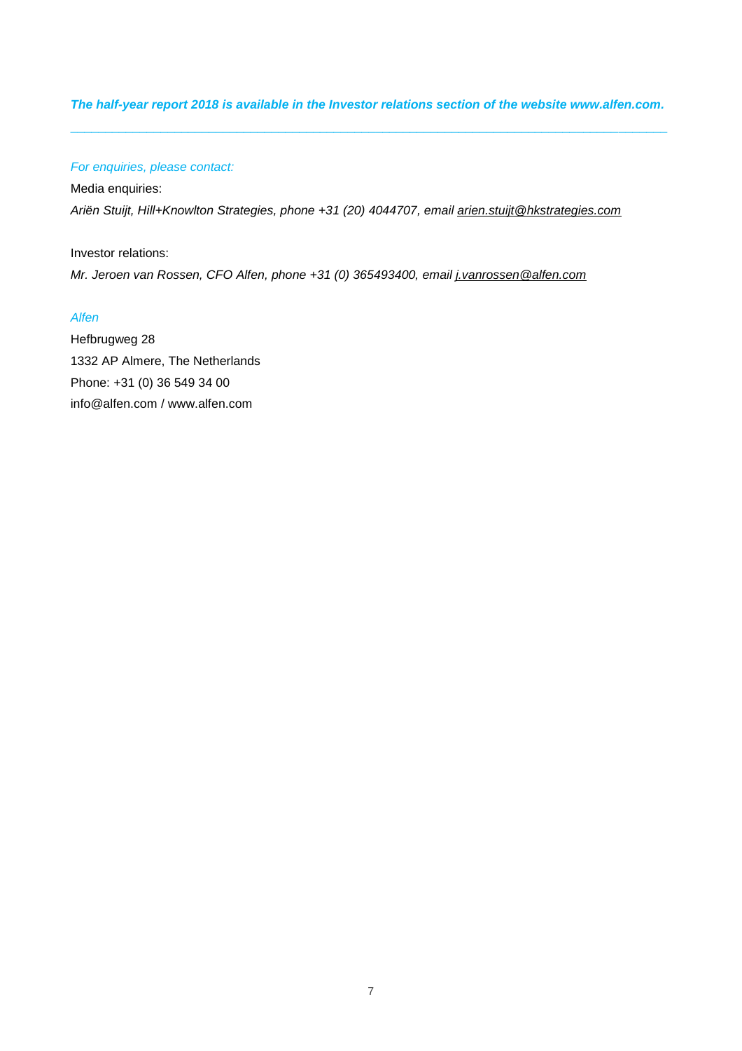***The half-year report 2018 is available in the Investor relations section of the website www.alfen.com.***

---

*For enquiries, please contact:*

Media enquiries:

*Ariën Stuijt, Hill+Knowlton Strategies, phone +31 (20) 4044707, email arien.stuijt@hkstrategies.com*

Investor relations:

*Mr. Jeroen van Rossen, CFO Alfen, phone +31 (0) 365493400, email j.vanrossen@alfen.com*

*Alfen*

Hefbrugweg 28
1332 AP Almere, The Netherlands
Phone: +31 (0) 36 549 34 00
info@alfen.com / www.alfen.com